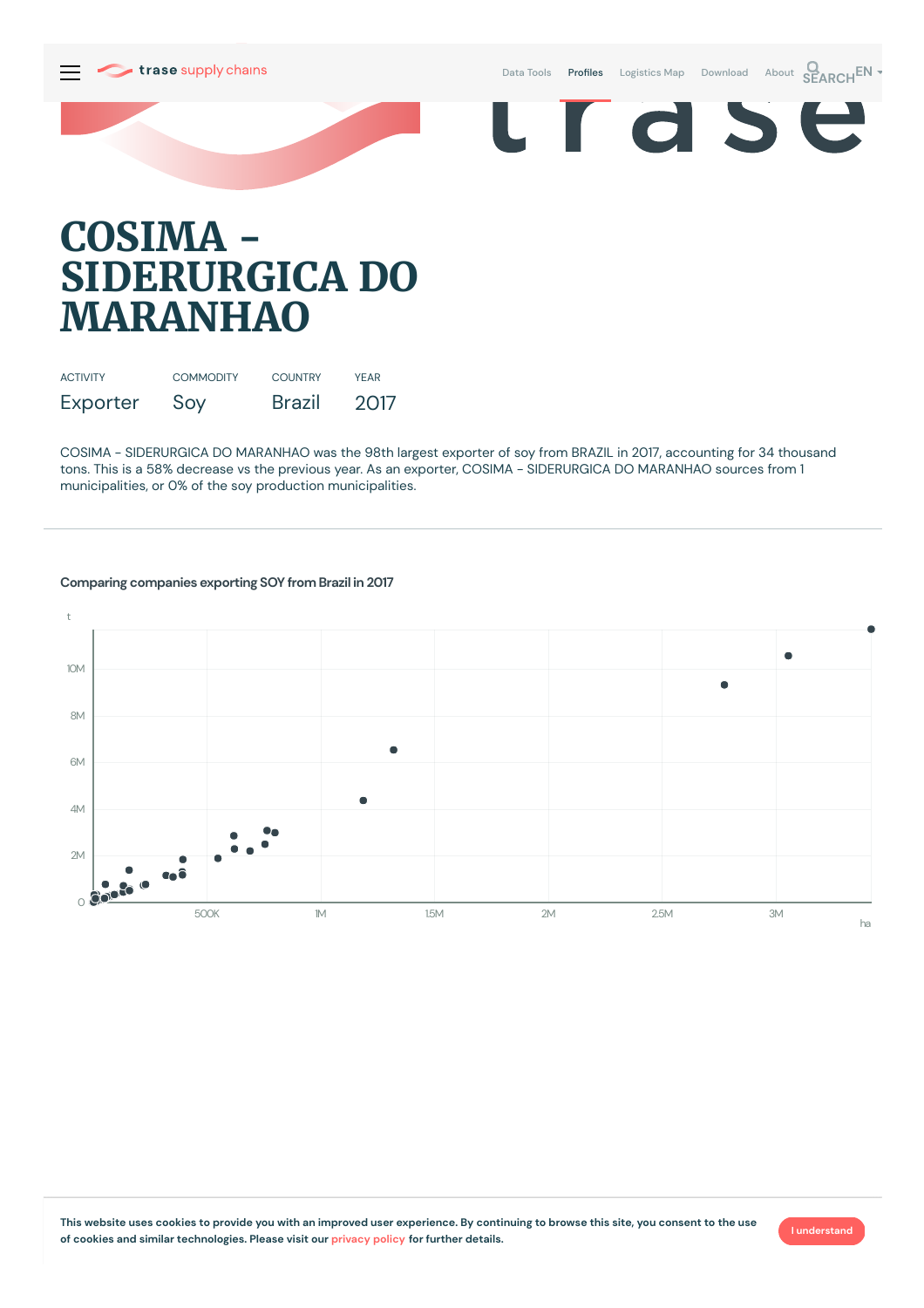# COSIMA - SIDERURGICA DO MARANHAO

| ACTIVITY | COMMODITY | COUNTRY | YEAR |
| --- | --- | --- | --- |
| Exporter | Soy | Brazil | 2017 |

COSIMA - SIDERURGICA DO MARANHAO was the 98th largest exporter of soy from BRAZIL in 2017, accounting for 34 thousand tons. This is a 58% decrease vs the previous year. As an exporter, COSIMA - SIDERURGICA DO MARANHAO sources from 1 municipalities, or 0% of the soy production municipalities.

## Comparing companies exporting SOY from Brazil in 2017

This website uses cookies to provide you with an improved user experience. By continuing to browse this site, you consent to the use of cookies and similar technologies. Please visit our privacy policy for further details.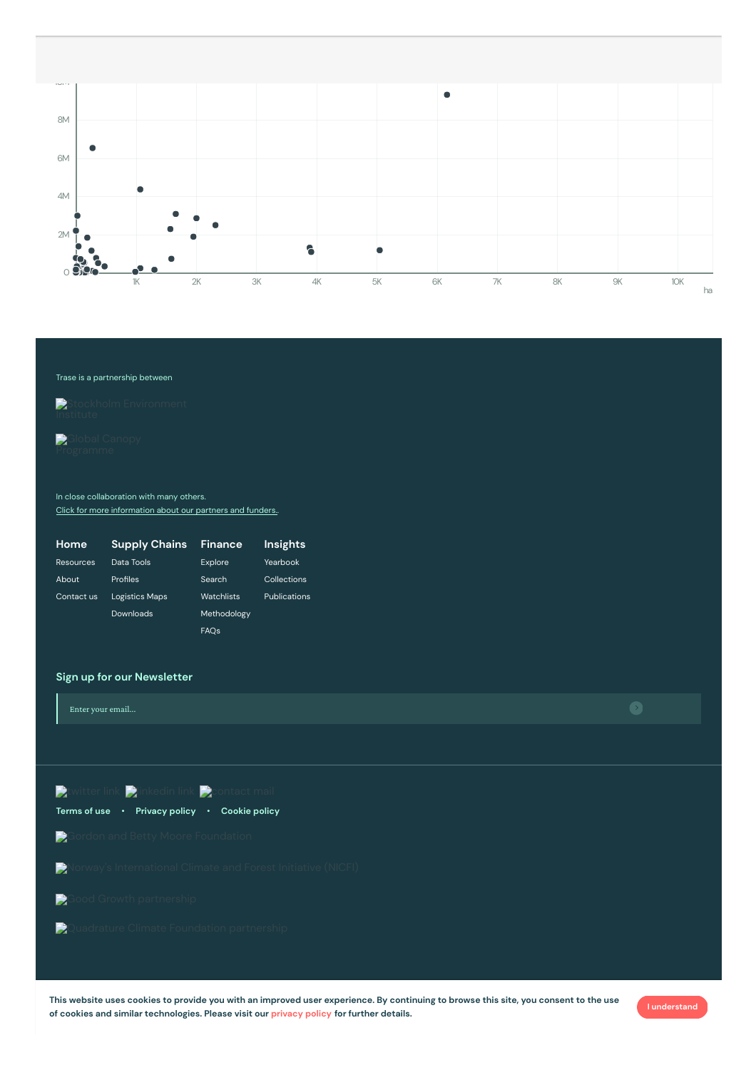8M

6M

4M

2M

0

1K 2K 3K 4K 5K 6K 7K 8K 9K 10K

ha

Trase is a partnership between

Stockholm Environment Institute

Global Canopy Programme

In close collaboration with many others.

Click for more information about our partners and funders.

**Home**
- Resources
- About
- Contact us

**Supply Chains**
- Data Tools
- Profiles
- Logistics Maps
- Downloads

**Finance**
- Explore
- Search
- Watchlists
- Methodology
- FAQs

**Insights**
- Yearbook
- Collections
- Publications

## Sign up for our Newsletter

Enter your email...

twitter link linkedin link contact mail

**Terms of use** • **Privacy policy** • **Cookie policy**

Gordon and Betty Moore Foundation

Norway's International Climate and Forest Initiative (NICFI)

Good Growth partnership

Quadrature Climate Foundation partnership

**This website uses cookies to provide you with an improved user experience. By continuing to browse this site, you consent to the use of cookies and similar technologies. Please visit our privacy policy for further details.**

I understand